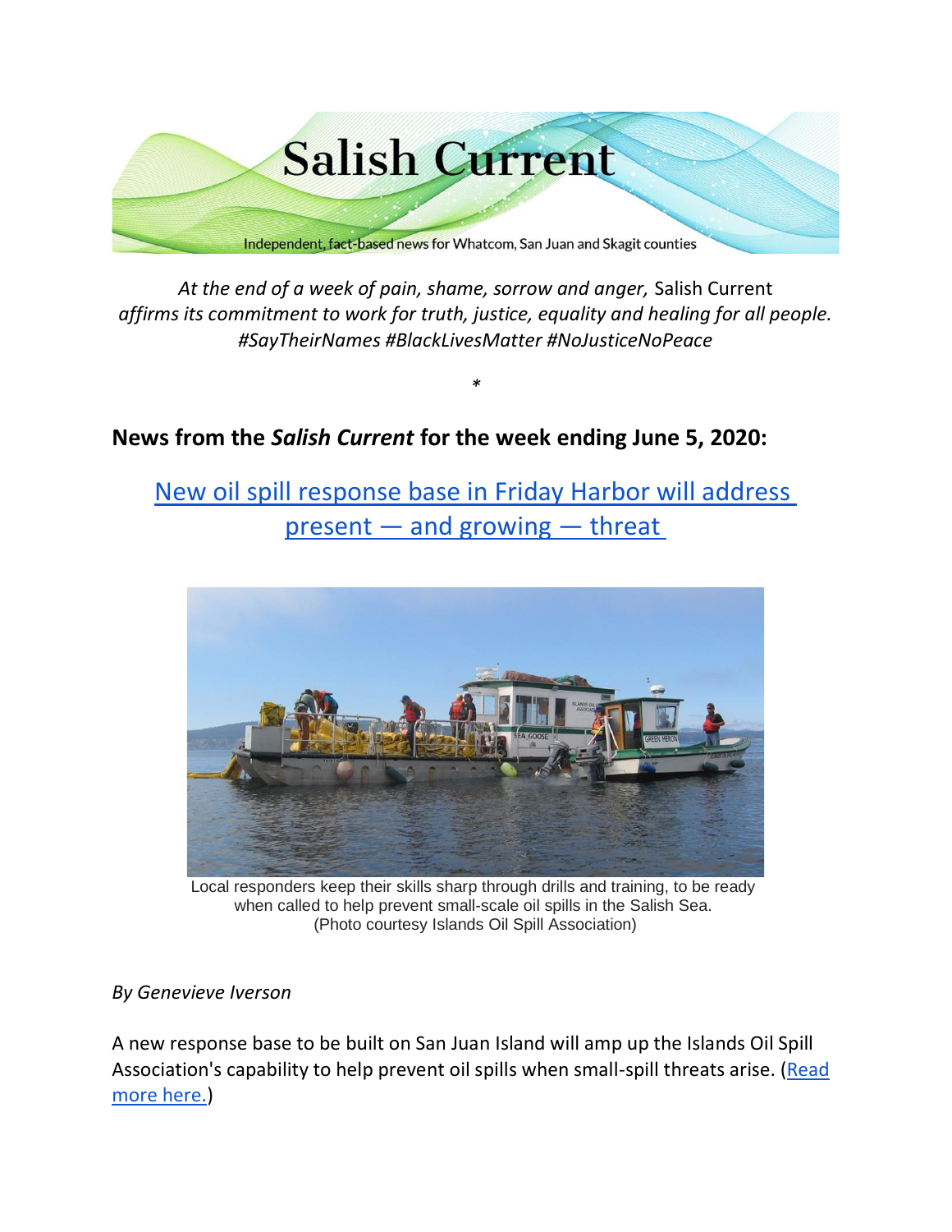# Salish Current

Independent, fact-based news for Whatcom, San Juan and Skagit counties

*At the end of a week of pain, shame, sorrow and anger,* Salish Current *affirms its commitment to work for truth, justice, equality and healing for all people. #SayTheirNames #BlackLivesMatter #NoJusticeNoPeace*

*

## News from the *Salish Current* for the week ending June 5, 2020:

### New oil spill response base in Friday Harbor will address present — and growing — threat

Local responders keep their skills sharp through drills and training, to be ready when called to help prevent small-scale oil spills in the Salish Sea. (Photo courtesy Islands Oil Spill Association)

*By Genevieve Iverson*

A new response base to be built on San Juan Island will amp up the Islands Oil Spill Association's capability to help prevent oil spills when small-spill threats arise. (Read more here.)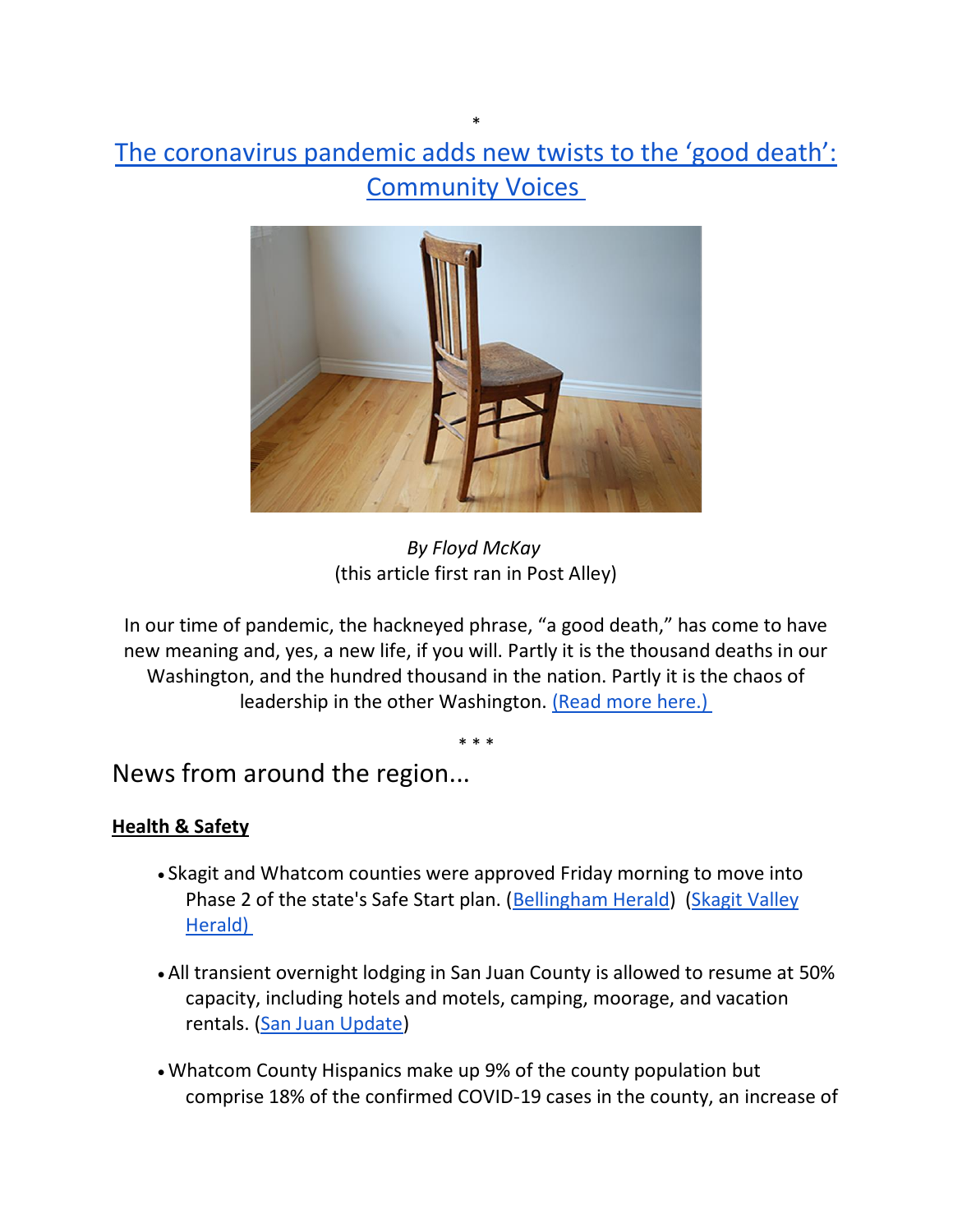\*

# [The coronavirus pandemic adds new twists to the 'good death': Community Voices]

*By Floyd McKay*
(this article first ran in Post Alley)

In our time of pandemic, the hackneyed phrase, "a good death," has come to have new meaning and, yes, a new life, if you will. Partly it is the thousand deaths in our Washington, and the hundred thousand in the nation. Partly it is the chaos of leadership in the other Washington. (Read more here.)

\* \* \*

## News from around the region...

**Health & Safety**

- Skagit and Whatcom counties were approved Friday morning to move into Phase 2 of the state's Safe Start plan. (Bellingham Herald) (Skagit Valley Herald)

- All transient overnight lodging in San Juan County is allowed to resume at 50% capacity, including hotels and motels, camping, moorage, and vacation rentals. (San Juan Update)

- Whatcom County Hispanics make up 9% of the county population but comprise 18% of the confirmed COVID-19 cases in the county, an increase of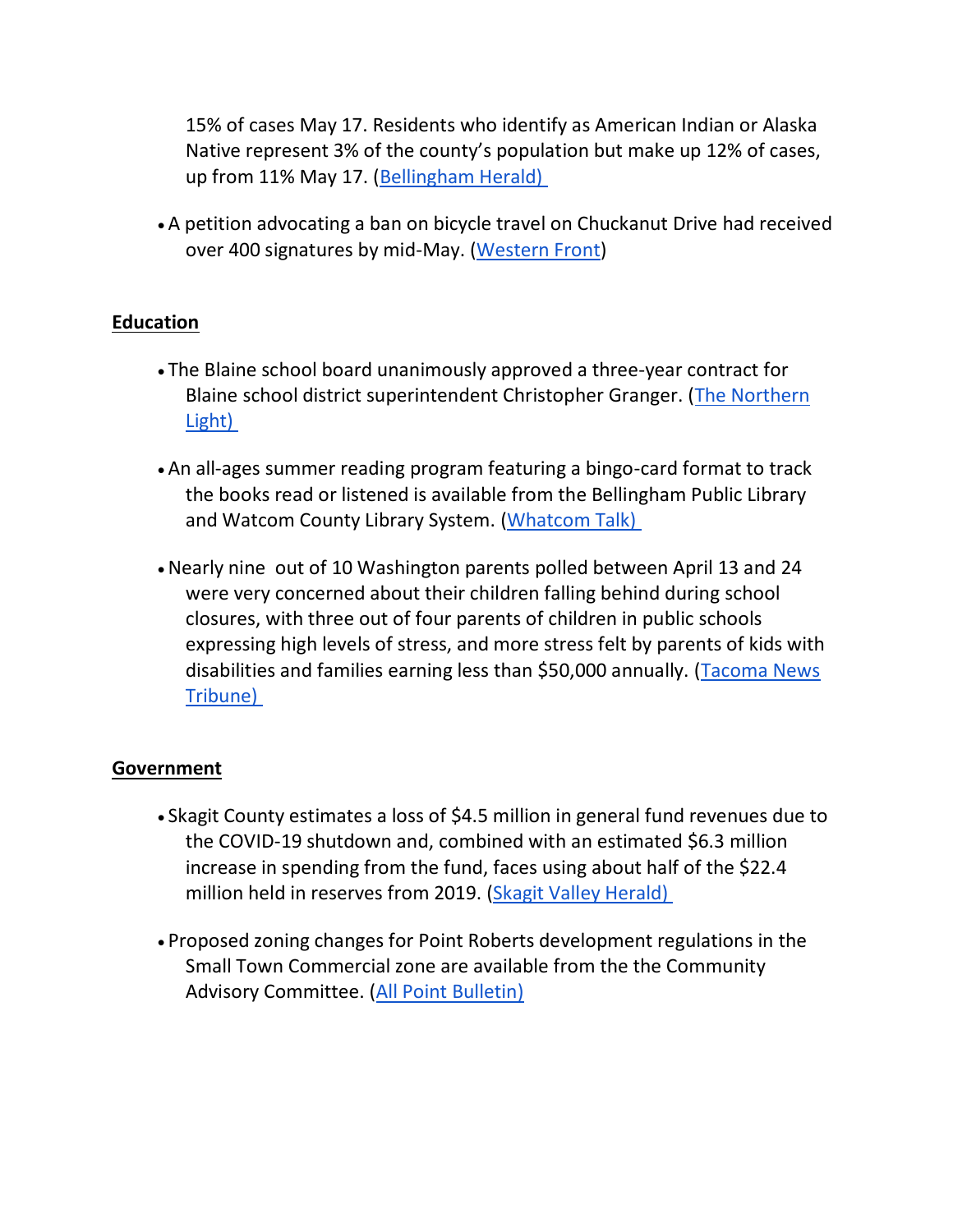15% of cases May 17. Residents who identify as American Indian or Alaska Native represent 3% of the county's population but make up 12% of cases, up from 11% May 17. (Bellingham Herald)

- A petition advocating a ban on bicycle travel on Chuckanut Drive had received over 400 signatures by mid-May. (Western Front)

**Education**

- The Blaine school board unanimously approved a three-year contract for Blaine school district superintendent Christopher Granger. (The Northern Light)

- An all-ages summer reading program featuring a bingo-card format to track the books read or listened is available from the Bellingham Public Library and Watcom County Library System. (Whatcom Talk)

- Nearly nine out of 10 Washington parents polled between April 13 and 24 were very concerned about their children falling behind during school closures, with three out of four parents of children in public schools expressing high levels of stress, and more stress felt by parents of kids with disabilities and families earning less than $50,000 annually. (Tacoma News Tribune)

**Government**

- Skagit County estimates a loss of $4.5 million in general fund revenues due to the COVID-19 shutdown and, combined with an estimated $6.3 million increase in spending from the fund, faces using about half of the $22.4 million held in reserves from 2019. (Skagit Valley Herald)

- Proposed zoning changes for Point Roberts development regulations in the Small Town Commercial zone are available from the the Community Advisory Committee. (All Point Bulletin)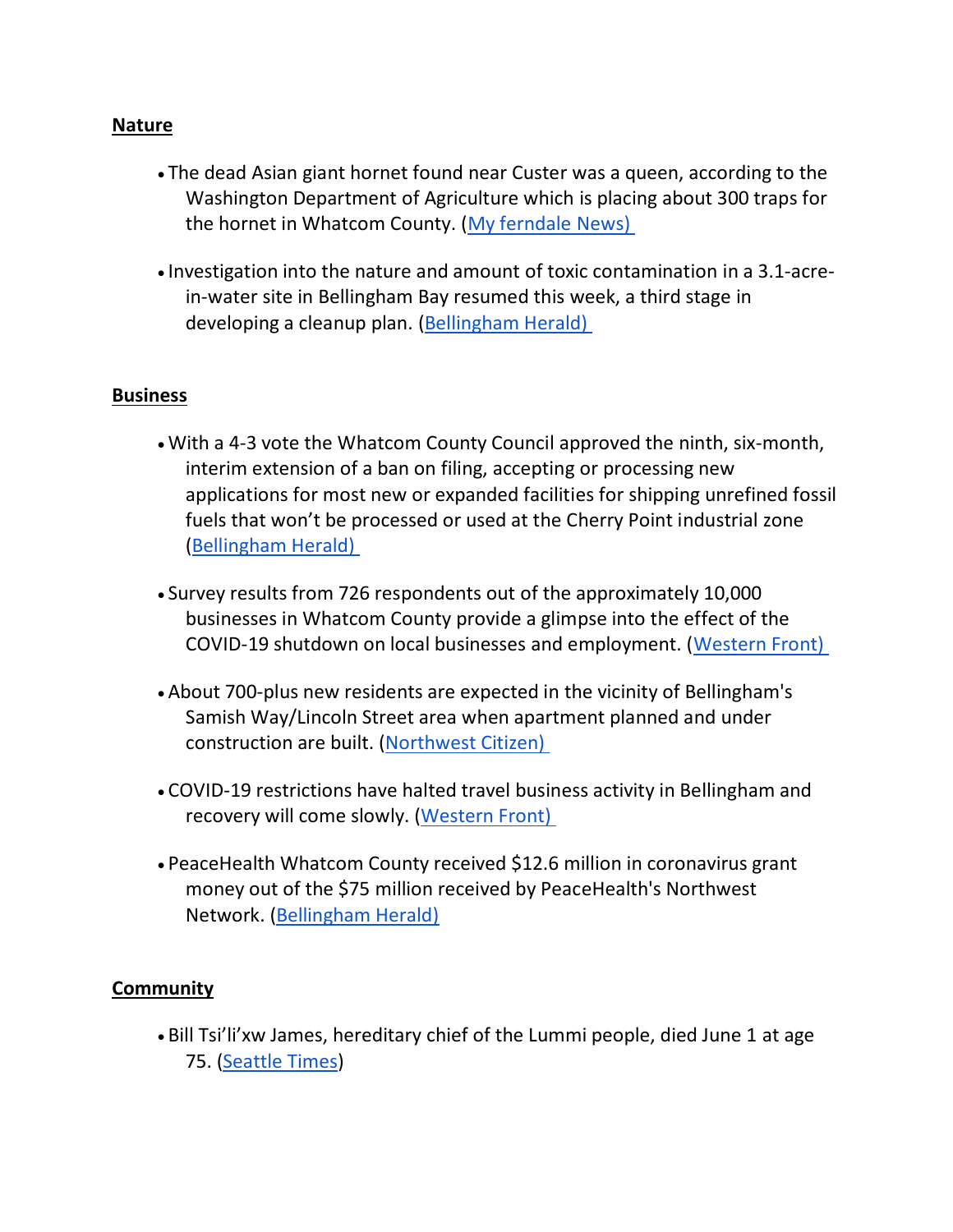**Nature**

- The dead Asian giant hornet found near Custer was a queen, according to the Washington Department of Agriculture which is placing about 300 traps for the hornet in Whatcom County. (My ferndale News)
- Investigation into the nature and amount of toxic contamination in a 3.1-acre-in-water site in Bellingham Bay resumed this week, a third stage in developing a cleanup plan. (Bellingham Herald)

**Business**

- With a 4-3 vote the Whatcom County Council approved the ninth, six-month, interim extension of a ban on filing, accepting or processing new applications for most new or expanded facilities for shipping unrefined fossil fuels that won't be processed or used at the Cherry Point industrial zone (Bellingham Herald)
- Survey results from 726 respondents out of the approximately 10,000 businesses in Whatcom County provide a glimpse into the effect of the COVID-19 shutdown on local businesses and employment. (Western Front)
- About 700-plus new residents are expected in the vicinity of Bellingham's Samish Way/Lincoln Street area when apartment planned and under construction are built. (Northwest Citizen)
- COVID-19 restrictions have halted travel business activity in Bellingham and recovery will come slowly. (Western Front)
- PeaceHealth Whatcom County received $12.6 million in coronavirus grant money out of the $75 million received by PeaceHealth's Northwest Network. (Bellingham Herald)

**Community**

- Bill Tsi'li'xw James, hereditary chief of the Lummi people, died June 1 at age 75. (Seattle Times)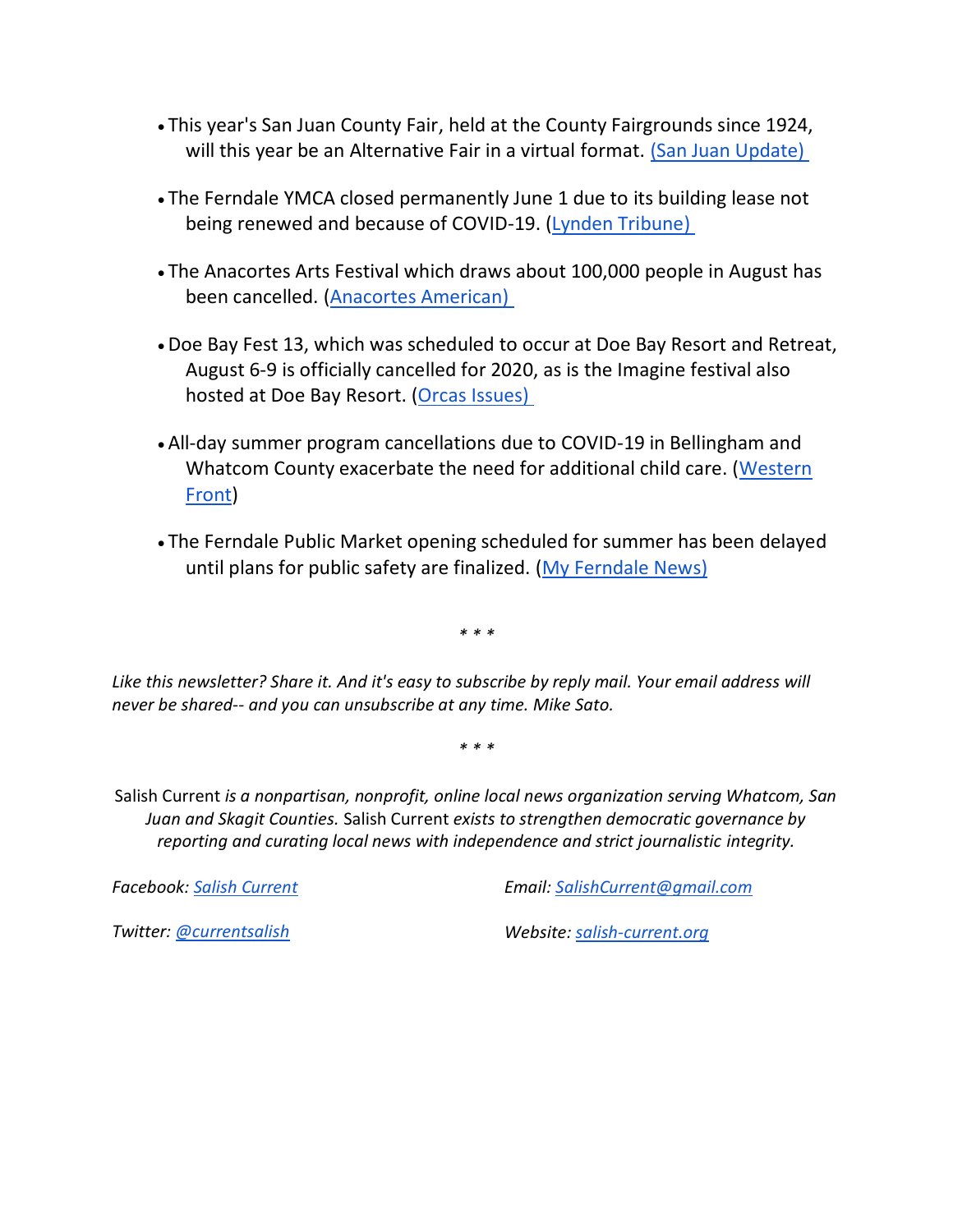- This year's San Juan County Fair, held at the County Fairgrounds since 1924, will this year be an Alternative Fair in a virtual format. (San Juan Update)

- The Ferndale YMCA closed permanently June 1 due to its building lease not being renewed and because of COVID-19. (Lynden Tribune)

- The Anacortes Arts Festival which draws about 100,000 people in August has been cancelled. (Anacortes American)

- Doe Bay Fest 13, which was scheduled to occur at Doe Bay Resort and Retreat, August 6-9 is officially cancelled for 2020, as is the Imagine festival also hosted at Doe Bay Resort. (Orcas Issues)

- All-day summer program cancellations due to COVID-19 in Bellingham and Whatcom County exacerbate the need for additional child care. (Western Front)

- The Ferndale Public Market opening scheduled for summer has been delayed until plans for public safety are finalized. (My Ferndale News)

* * *

*Like this newsletter? Share it. And it's easy to subscribe by reply mail. Your email address will never be shared-- and you can unsubscribe at any time. Mike Sato.*

* * *

Salish Current *is a nonpartisan, nonprofit, online local news organization serving Whatcom, San Juan and Skagit Counties.* Salish Current *exists to strengthen democratic governance by reporting and curating local news with independence and strict journalistic integrity.*

*Facebook: Salish Current*

*Email: SalishCurrent@gmail.com*

*Twitter: @currentsalish*

*Website: salish-current.org*